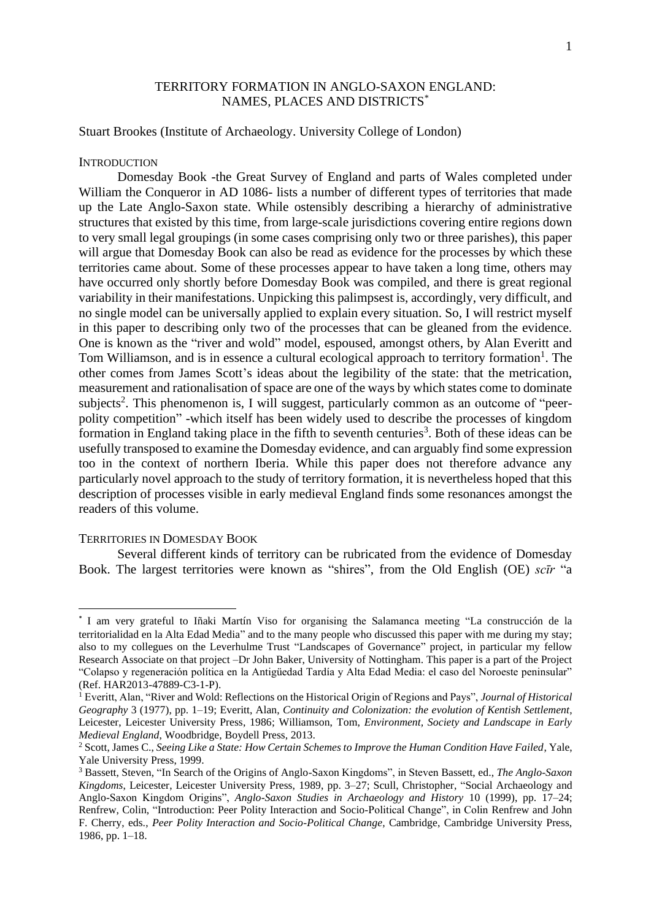# TERRITORY FORMATION IN ANGLO-SAXON ENGLAND: NAMES, PLACES AND DISTRICTS*

Stuart Brookes (Institute of Archaeology. University College of London)

## INTRODUCTION

Domesday Book -the Great Survey of England and parts of Wales completed under William the Conqueror in AD 1086- lists a number of different types of territories that made up the Late Anglo-Saxon state. While ostensibly describing a hierarchy of administrative structures that existed by this time, from large-scale jurisdictions covering entire regions down to very small legal groupings (in some cases comprising only two or three parishes), this paper will argue that Domesday Book can also be read as evidence for the processes by which these territories came about. Some of these processes appear to have taken a long time, others may have occurred only shortly before Domesday Book was compiled, and there is great regional variability in their manifestations. Unpicking this palimpsest is, accordingly, very difficult, and no single model can be universally applied to explain every situation. So, I will restrict myself in this paper to describing only two of the processes that can be gleaned from the evidence. One is known as the "river and wold" model, espoused, amongst others, by Alan Everitt and Tom Williamson, and is in essence a cultural ecological approach to territory formation[1]. The other comes from James Scott's ideas about the legibility of the state: that the metrication, measurement and rationalisation of space are one of the ways by which states come to dominate subjects[2]. This phenomenon is, I will suggest, particularly common as an outcome of "peer-polity competition" -which itself has been widely used to describe the processes of kingdom formation in England taking place in the fifth to seventh centuries[3]. Both of these ideas can be usefully transposed to examine the Domesday evidence, and can arguably find some expression too in the context of northern Iberia. While this paper does not therefore advance any particularly novel approach to the study of territory formation, it is nevertheless hoped that this description of processes visible in early medieval England finds some resonances amongst the readers of this volume.

## TERRITORIES IN DOMESDAY BOOK

Several different kinds of territory can be rubricated from the evidence of Domesday Book. The largest territories were known as "shires", from the Old English (OE) *scīr* "a

---

* I am very grateful to Iñaki Martín Viso for organising the Salamanca meeting "La construcción de la territorialidad en la Alta Edad Media" and to the many people who discussed this paper with me during my stay; also to my collegues on the Leverhulme Trust "Landscapes of Governance" project, in particular my fellow Research Associate on that project –Dr John Baker, University of Nottingham. This paper is a part of the Project "Colapso y regeneración política en la Antigüedad Tardía y Alta Edad Media: el caso del Noroeste peninsular" (Ref. HAR2013-47889-C3-1-P).

[1] Everitt, Alan, "River and Wold: Reflections on the Historical Origin of Regions and Pays", *Journal of Historical Geography* 3 (1977), pp. 1–19; Everitt, Alan, *Continuity and Colonization: the evolution of Kentish Settlement*, Leicester, Leicester University Press, 1986; Williamson, Tom, *Environment, Society and Landscape in Early Medieval England*, Woodbridge, Boydell Press, 2013.

[2] Scott, James C., *Seeing Like a State: How Certain Schemes to Improve the Human Condition Have Failed*, Yale, Yale University Press, 1999.

[3] Bassett, Steven, "In Search of the Origins of Anglo-Saxon Kingdoms", in Steven Bassett, ed., *The Anglo-Saxon Kingdoms*, Leicester, Leicester University Press, 1989, pp. 3–27; Scull, Christopher, "Social Archaeology and Anglo-Saxon Kingdom Origins", *Anglo-Saxon Studies in Archaeology and History* 10 (1999), pp. 17–24; Renfrew, Colin, "Introduction: Peer Polity Interaction and Socio-Political Change", in Colin Renfrew and John F. Cherry, eds., *Peer Polity Interaction and Socio-Political Change*, Cambridge, Cambridge University Press, 1986, pp. 1–18.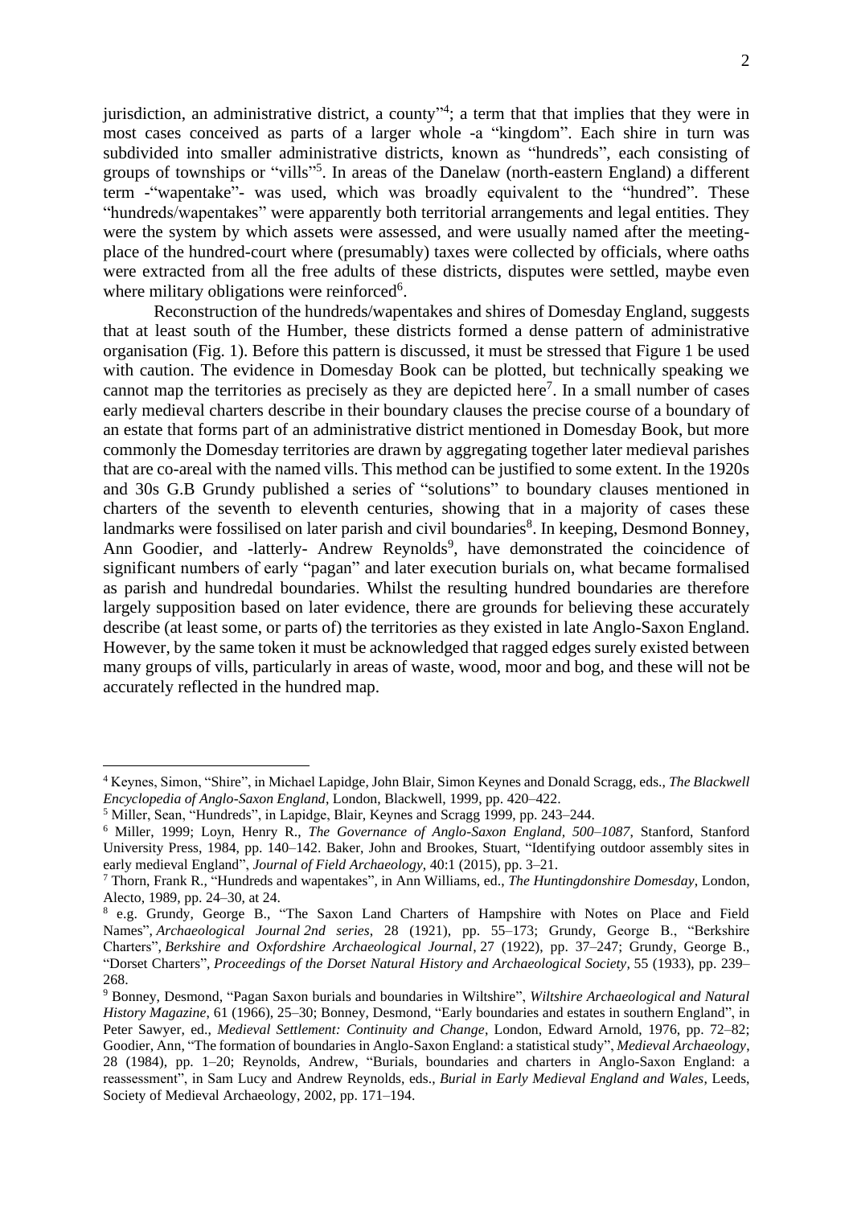jurisdiction, an administrative district, a county"[4]; a term that that implies that they were in most cases conceived as parts of a larger whole -a "kingdom". Each shire in turn was subdivided into smaller administrative districts, known as "hundreds", each consisting of groups of townships or "vills"[5]. In areas of the Danelaw (north-eastern England) a different term -"wapentake"- was used, which was broadly equivalent to the "hundred". These "hundreds/wapentakes" were apparently both territorial arrangements and legal entities. They were the system by which assets were assessed, and were usually named after the meeting-place of the hundred-court where (presumably) taxes were collected by officials, where oaths were extracted from all the free adults of these districts, disputes were settled, maybe even where military obligations were reinforced[6].

Reconstruction of the hundreds/wapentakes and shires of Domesday England, suggests that at least south of the Humber, these districts formed a dense pattern of administrative organisation (Fig. 1). Before this pattern is discussed, it must be stressed that Figure 1 be used with caution. The evidence in Domesday Book can be plotted, but technically speaking we cannot map the territories as precisely as they are depicted here[7]. In a small number of cases early medieval charters describe in their boundary clauses the precise course of a boundary of an estate that forms part of an administrative district mentioned in Domesday Book, but more commonly the Domesday territories are drawn by aggregating together later medieval parishes that are co-areal with the named vills. This method can be justified to some extent. In the 1920s and 30s G.B Grundy published a series of "solutions" to boundary clauses mentioned in charters of the seventh to eleventh centuries, showing that in a majority of cases these landmarks were fossilised on later parish and civil boundaries[8]. In keeping, Desmond Bonney, Ann Goodier, and -latterly- Andrew Reynolds[9], have demonstrated the coincidence of significant numbers of early "pagan" and later execution burials on, what became formalised as parish and hundredal boundaries. Whilst the resulting hundred boundaries are therefore largely supposition based on later evidence, there are grounds for believing these accurately describe (at least some, or parts of) the territories as they existed in late Anglo-Saxon England. However, by the same token it must be acknowledged that ragged edges surely existed between many groups of vills, particularly in areas of waste, wood, moor and bog, and these will not be accurately reflected in the hundred map.

---

[4] Keynes, Simon, "Shire", in Michael Lapidge, John Blair, Simon Keynes and Donald Scragg, eds., *The Blackwell Encyclopedia of Anglo-Saxon England*, London, Blackwell, 1999, pp. 420–422.

[5] Miller, Sean, "Hundreds", in Lapidge, Blair, Keynes and Scragg 1999, pp. 243–244.

[6] Miller, 1999; Loyn, Henry R., *The Governance of Anglo-Saxon England, 500–1087*, Stanford, Stanford University Press, 1984, pp. 140–142. Baker, John and Brookes, Stuart, "Identifying outdoor assembly sites in early medieval England", *Journal of Field Archaeology*, 40:1 (2015), pp. 3–21.

[7] Thorn, Frank R., "Hundreds and wapentakes", in Ann Williams, ed., *The Huntingdonshire Domesday*, London, Alecto, 1989, pp. 24–30, at 24.

[8] e.g. Grundy, George B., "The Saxon Land Charters of Hampshire with Notes on Place and Field Names", *Archaeological Journal 2nd series*, 28 (1921), pp. 55–173; Grundy, George B., "Berkshire Charters", *Berkshire and Oxfordshire Archaeological Journal*, 27 (1922), pp. 37–247; Grundy, George B., "Dorset Charters", *Proceedings of the Dorset Natural History and Archaeological Society*, 55 (1933), pp. 239–268.

[9] Bonney, Desmond, "Pagan Saxon burials and boundaries in Wiltshire", *Wiltshire Archaeological and Natural History Magazine*, 61 (1966), 25–30; Bonney, Desmond, "Early boundaries and estates in southern England", in Peter Sawyer, ed., *Medieval Settlement: Continuity and Change*, London, Edward Arnold, 1976, pp. 72–82; Goodier, Ann, "The formation of boundaries in Anglo-Saxon England: a statistical study", *Medieval Archaeology*, 28 (1984), pp. 1–20; Reynolds, Andrew, "Burials, boundaries and charters in Anglo-Saxon England: a reassessment", in Sam Lucy and Andrew Reynolds, eds., *Burial in Early Medieval England and Wales*, Leeds, Society of Medieval Archaeology, 2002, pp. 171–194.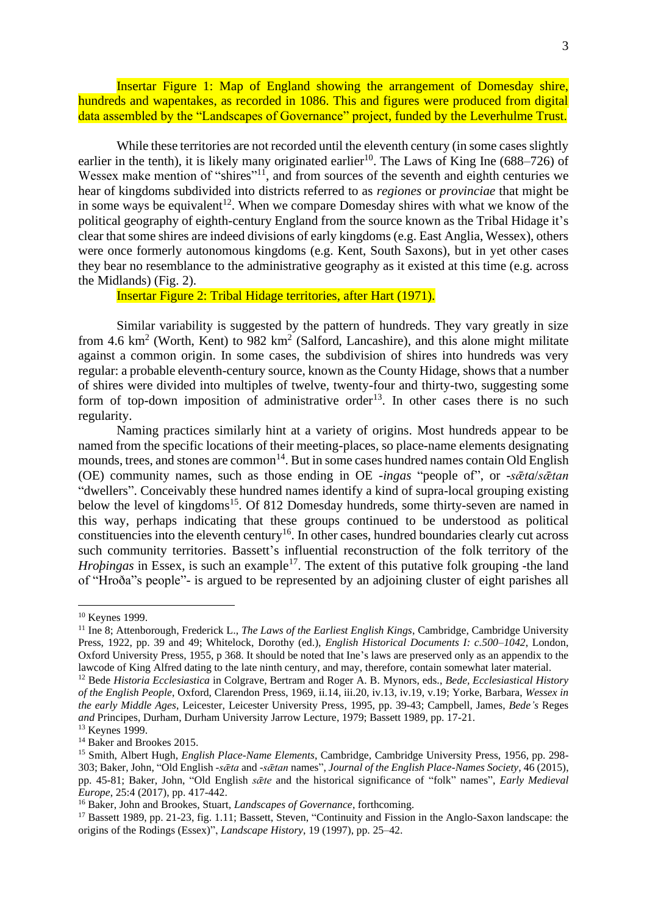Insertar Figure 1: Map of England showing the arrangement of Domesday shire, hundreds and wapentakes, as recorded in 1086. This and figures were produced from digital data assembled by the "Landscapes of Governance" project, funded by the Leverhulme Trust.

While these territories are not recorded until the eleventh century (in some cases slightly earlier in the tenth), it is likely many originated earlier[10]. The Laws of King Ine (688–726) of Wessex make mention of "shires"[11], and from sources of the seventh and eighth centuries we hear of kingdoms subdivided into districts referred to as *regiones* or *provinciae* that might be in some ways be equivalent[12]. When we compare Domesday shires with what we know of the political geography of eighth-century England from the source known as the Tribal Hidage it's clear that some shires are indeed divisions of early kingdoms (e.g. East Anglia, Wessex), others were once formerly autonomous kingdoms (e.g. Kent, South Saxons), but in yet other cases they bear no resemblance to the administrative geography as it existed at this time (e.g. across the Midlands) (Fig. 2).

Insertar Figure 2: Tribal Hidage territories, after Hart (1971).

Similar variability is suggested by the pattern of hundreds. They vary greatly in size from 4.6 km$^2$ (Worth, Kent) to 982 km$^2$ (Salford, Lancashire), and this alone might militate against a common origin. In some cases, the subdivision of shires into hundreds was very regular: a probable eleventh-century source, known as the County Hidage, shows that a number of shires were divided into multiples of twelve, twenty-four and thirty-two, suggesting some form of top-down imposition of administrative order[13]. In other cases there is no such regularity.

Naming practices similarly hint at a variety of origins. Most hundreds appear to be named from the specific locations of their meeting-places, so place-name elements designating mounds, trees, and stones are common[14]. But in some cases hundred names contain Old English (OE) community names, such as those ending in OE *-ingas* "people of", or *-sǣta*/*sǣtan* "dwellers". Conceivably these hundred names identify a kind of supra-local grouping existing below the level of kingdoms[15]. Of 812 Domesday hundreds, some thirty-seven are named in this way, perhaps indicating that these groups continued to be understood as political constituencies into the eleventh century[16]. In other cases, hundred boundaries clearly cut across such community territories. Bassett's influential reconstruction of the folk territory of the *Hroþingas* in Essex, is such an example[17]. The extent of this putative folk grouping -the land of "Hroða"s people"- is argued to be represented by an adjoining cluster of eight parishes all

---

[10] Keynes 1999.

[11] Ine 8; Attenborough, Frederick L., *The Laws of the Earliest English Kings*, Cambridge, Cambridge University Press, 1922, pp. 39 and 49; Whitelock, Dorothy (ed.), *English Historical Documents I: c.500–1042*, London, Oxford University Press, 1955, p 368. It should be noted that Ine's laws are preserved only as an appendix to the lawcode of King Alfred dating to the late ninth century, and may, therefore, contain somewhat later material.

[12] Bede *Historia Ecclesiastica* in Colgrave, Bertram and Roger A. B. Mynors, eds., *Bede, Ecclesiastical History of the English People*, Oxford, Clarendon Press, 1969, ii.14, iii.20, iv.13, iv.19, v.19; Yorke, Barbara, *Wessex in the early Middle Ages*, Leicester, Leicester University Press, 1995, pp. 39-43; Campbell, James, *Bede's* Reges *and* Principes, Durham, Durham University Jarrow Lecture, 1979; Bassett 1989, pp. 17-21.

[13] Keynes 1999.

[14] Baker and Brookes 2015.

[15] Smith, Albert Hugh, *English Place-Name Elements*, Cambridge, Cambridge University Press, 1956, pp. 298-303; Baker, John, "Old English *-sǣta* and *-sǣtan* names", *Journal of the English Place-Names Society*, 46 (2015), pp. 45-81; Baker, John, "Old English *sǣte* and the historical significance of "folk" names", *Early Medieval Europe*, 25:4 (2017), pp. 417-442.

[16] Baker, John and Brookes, Stuart, *Landscapes of Governance*, forthcoming.

[17] Bassett 1989, pp. 21-23, fig. 1.11; Bassett, Steven, "Continuity and Fission in the Anglo-Saxon landscape: the origins of the Rodings (Essex)", *Landscape History*, 19 (1997), pp. 25–42.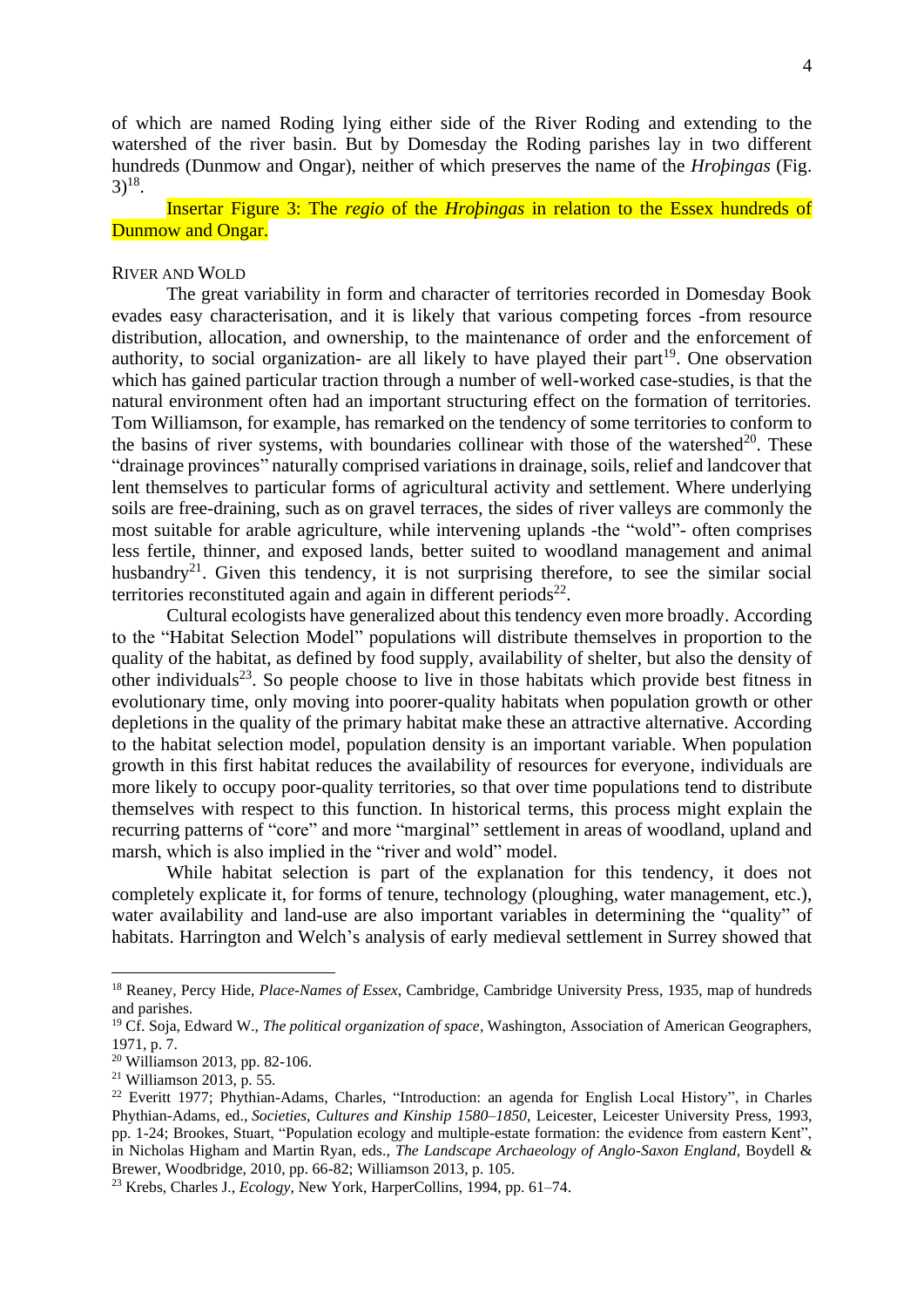of which are named Roding lying either side of the River Roding and extending to the watershed of the river basin. But by Domesday the Roding parishes lay in two different hundreds (Dunmow and Ongar), neither of which preserves the name of the *Hroþingas* (Fig. 3)[18].

Insertar Figure 3: The *regio* of the *Hroþingas* in relation to the Essex hundreds of Dunmow and Ongar.

## River and Wold

The great variability in form and character of territories recorded in Domesday Book evades easy characterisation, and it is likely that various competing forces -from resource distribution, allocation, and ownership, to the maintenance of order and the enforcement of authority, to social organization- are all likely to have played their part[19]. One observation which has gained particular traction through a number of well-worked case-studies, is that the natural environment often had an important structuring effect on the formation of territories. Tom Williamson, for example, has remarked on the tendency of some territories to conform to the basins of river systems, with boundaries collinear with those of the watershed[20]. These "drainage provinces" naturally comprised variations in drainage, soils, relief and landcover that lent themselves to particular forms of agricultural activity and settlement. Where underlying soils are free-draining, such as on gravel terraces, the sides of river valleys are commonly the most suitable for arable agriculture, while intervening uplands -the "wold"- often comprises less fertile, thinner, and exposed lands, better suited to woodland management and animal husbandry[21]. Given this tendency, it is not surprising therefore, to see the similar social territories reconstituted again and again in different periods[22].

Cultural ecologists have generalized about this tendency even more broadly. According to the "Habitat Selection Model" populations will distribute themselves in proportion to the quality of the habitat, as defined by food supply, availability of shelter, but also the density of other individuals[23]. So people choose to live in those habitats which provide best fitness in evolutionary time, only moving into poorer-quality habitats when population growth or other depletions in the quality of the primary habitat make these an attractive alternative. According to the habitat selection model, population density is an important variable. When population growth in this first habitat reduces the availability of resources for everyone, individuals are more likely to occupy poor-quality territories, so that over time populations tend to distribute themselves with respect to this function. In historical terms, this process might explain the recurring patterns of "core" and more "marginal" settlement in areas of woodland, upland and marsh, which is also implied in the "river and wold" model.

While habitat selection is part of the explanation for this tendency, it does not completely explicate it, for forms of tenure, technology (ploughing, water management, etc.), water availability and land-use are also important variables in determining the "quality" of habitats. Harrington and Welch's analysis of early medieval settlement in Surrey showed that

---

[18] Reaney, Percy Hide, *Place-Names of Essex*, Cambridge, Cambridge University Press, 1935, map of hundreds and parishes.

[19] Cf. Soja, Edward W., *The political organization of space*, Washington, Association of American Geographers, 1971, p. 7.

[20] Williamson 2013, pp. 82-106.

[21] Williamson 2013, p. 55.

[22] Everitt 1977; Phythian-Adams, Charles, "Introduction: an agenda for English Local History", in Charles Phythian-Adams, ed., *Societies, Cultures and Kinship 1580–1850*, Leicester, Leicester University Press, 1993, pp. 1-24; Brookes, Stuart, "Population ecology and multiple-estate formation: the evidence from eastern Kent", in Nicholas Higham and Martin Ryan, eds., *The Landscape Archaeology of Anglo-Saxon England*, Boydell & Brewer, Woodbridge, 2010, pp. 66-82; Williamson 2013, p. 105.

[23] Krebs, Charles J., *Ecology*, New York, HarperCollins, 1994, pp. 61–74.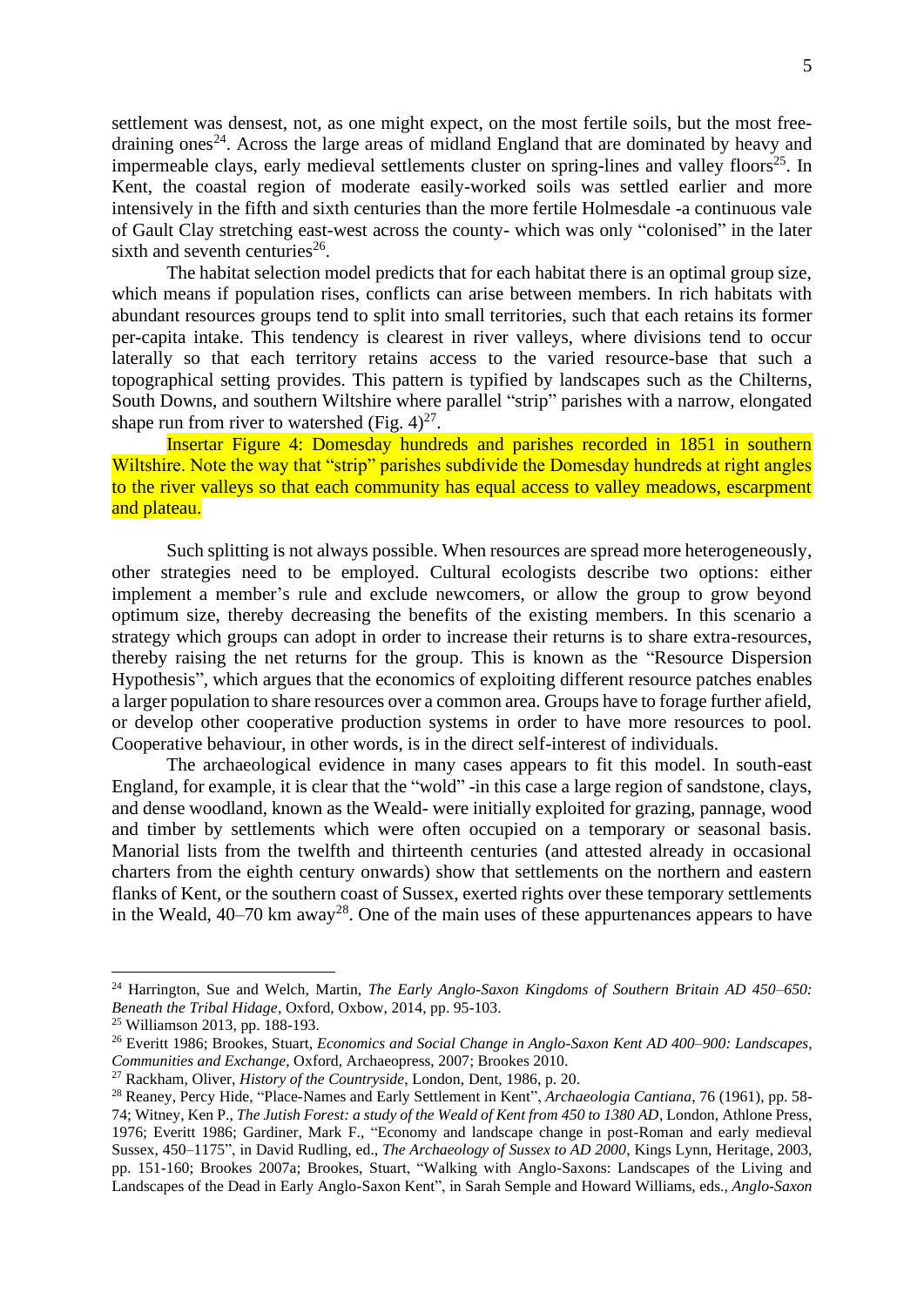settlement was densest, not, as one might expect, on the most fertile soils, but the most free-draining ones[24]. Across the large areas of midland England that are dominated by heavy and impermeable clays, early medieval settlements cluster on spring-lines and valley floors[25]. In Kent, the coastal region of moderate easily-worked soils was settled earlier and more intensively in the fifth and sixth centuries than the more fertile Holmesdale -a continuous vale of Gault Clay stretching east-west across the county- which was only "colonised" in the later sixth and seventh centuries[26].

The habitat selection model predicts that for each habitat there is an optimal group size, which means if population rises, conflicts can arise between members. In rich habitats with abundant resources groups tend to split into small territories, such that each retains its former per-capita intake. This tendency is clearest in river valleys, where divisions tend to occur laterally so that each territory retains access to the varied resource-base that such a topographical setting provides. This pattern is typified by landscapes such as the Chilterns, South Downs, and southern Wiltshire where parallel "strip" parishes with a narrow, elongated shape run from river to watershed (Fig. 4)[27].

Insertar Figure 4: Domesday hundreds and parishes recorded in 1851 in southern Wiltshire. Note the way that "strip" parishes subdivide the Domesday hundreds at right angles to the river valleys so that each community has equal access to valley meadows, escarpment and plateau.

Such splitting is not always possible. When resources are spread more heterogeneously, other strategies need to be employed. Cultural ecologists describe two options: either implement a member's rule and exclude newcomers, or allow the group to grow beyond optimum size, thereby decreasing the benefits of the existing members. In this scenario a strategy which groups can adopt in order to increase their returns is to share extra-resources, thereby raising the net returns for the group. This is known as the "Resource Dispersion Hypothesis", which argues that the economics of exploiting different resource patches enables a larger population to share resources over a common area. Groups have to forage further afield, or develop other cooperative production systems in order to have more resources to pool. Cooperative behaviour, in other words, is in the direct self-interest of individuals.

The archaeological evidence in many cases appears to fit this model. In south-east England, for example, it is clear that the "wold" -in this case a large region of sandstone, clays, and dense woodland, known as the Weald- were initially exploited for grazing, pannage, wood and timber by settlements which were often occupied on a temporary or seasonal basis. Manorial lists from the twelfth and thirteenth centuries (and attested already in occasional charters from the eighth century onwards) show that settlements on the northern and eastern flanks of Kent, or the southern coast of Sussex, exerted rights over these temporary settlements in the Weald, 40–70 km away[28]. One of the main uses of these appurtenances appears to have

---

[24] Harrington, Sue and Welch, Martin, *The Early Anglo-Saxon Kingdoms of Southern Britain AD 450–650: Beneath the Tribal Hidage*, Oxford, Oxbow, 2014, pp. 95-103.

[25] Williamson 2013, pp. 188-193.

[26] Everitt 1986; Brookes, Stuart, *Economics and Social Change in Anglo-Saxon Kent AD 400–900: Landscapes, Communities and Exchange*, Oxford, Archaeopress, 2007; Brookes 2010.

[27] Rackham, Oliver, *History of the Countryside*, London, Dent, 1986, p. 20.

[28] Reaney, Percy Hide, "Place-Names and Early Settlement in Kent", *Archaeologia Cantiana*, 76 (1961), pp. 58-74; Witney, Ken P., *The Jutish Forest: a study of the Weald of Kent from 450 to 1380 AD*, London, Athlone Press, 1976; Everitt 1986; Gardiner, Mark F., "Economy and landscape change in post-Roman and early medieval Sussex, 450–1175", in David Rudling, ed., *The Archaeology of Sussex to AD 2000*, Kings Lynn, Heritage, 2003, pp. 151-160; Brookes 2007a; Brookes, Stuart, "Walking with Anglo-Saxons: Landscapes of the Living and Landscapes of the Dead in Early Anglo-Saxon Kent", in Sarah Semple and Howard Williams, eds., *Anglo-Saxon*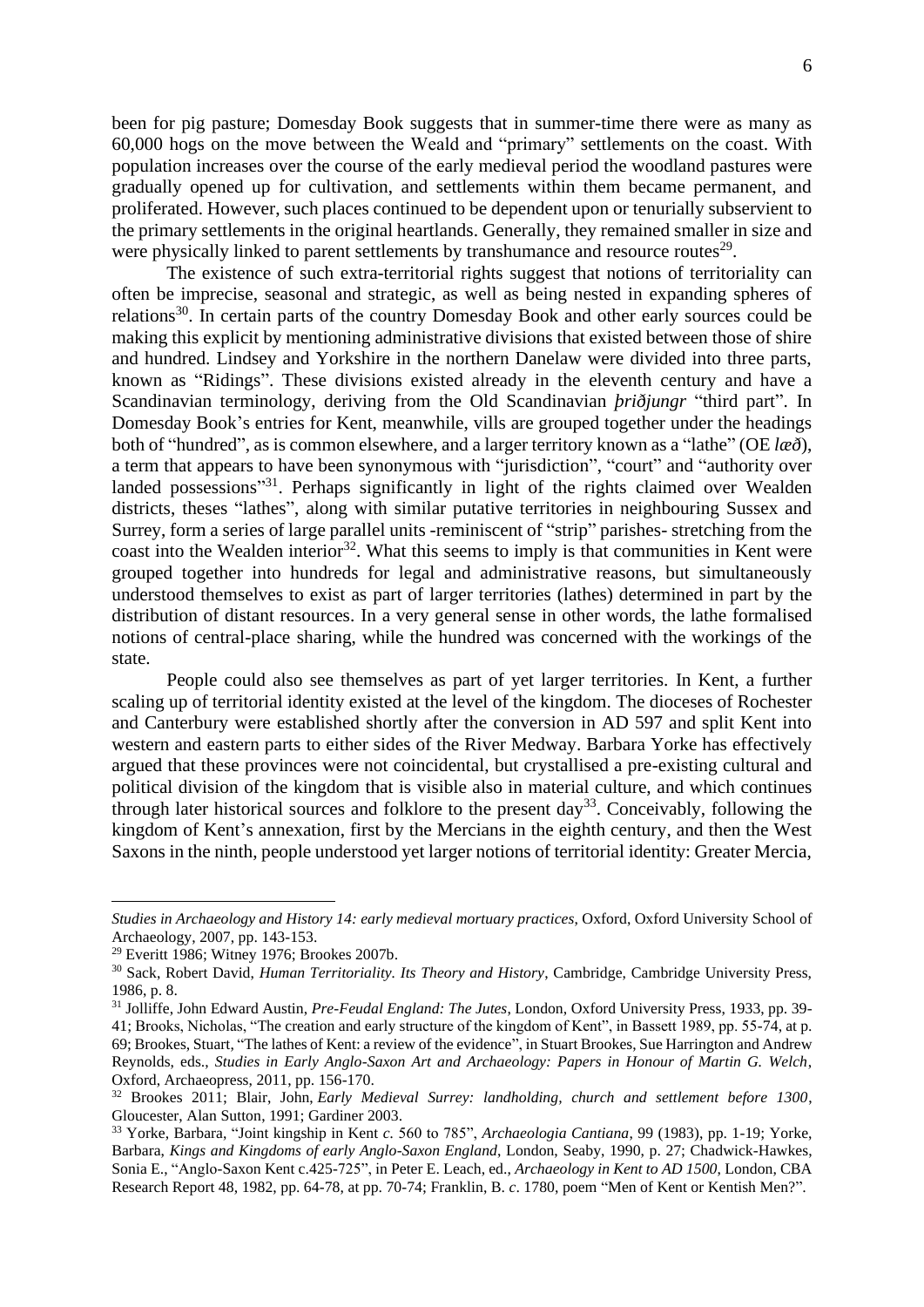been for pig pasture; Domesday Book suggests that in summer-time there were as many as 60,000 hogs on the move between the Weald and "primary" settlements on the coast. With population increases over the course of the early medieval period the woodland pastures were gradually opened up for cultivation, and settlements within them became permanent, and proliferated. However, such places continued to be dependent upon or tenurially subservient to the primary settlements in the original heartlands. Generally, they remained smaller in size and were physically linked to parent settlements by transhumance and resource routes[29].

The existence of such extra-territorial rights suggest that notions of territoriality can often be imprecise, seasonal and strategic, as well as being nested in expanding spheres of relations[30]. In certain parts of the country Domesday Book and other early sources could be making this explicit by mentioning administrative divisions that existed between those of shire and hundred. Lindsey and Yorkshire in the northern Danelaw were divided into three parts, known as "Ridings". These divisions existed already in the eleventh century and have a Scandinavian terminology, deriving from the Old Scandinavian *þriðjungr* "third part". In Domesday Book's entries for Kent, meanwhile, vills are grouped together under the headings both of "hundred", as is common elsewhere, and a larger territory known as a "lathe" (OE *læð*), a term that appears to have been synonymous with "jurisdiction", "court" and "authority over landed possessions"[31]. Perhaps significantly in light of the rights claimed over Wealden districts, theses "lathes", along with similar putative territories in neighbouring Sussex and Surrey, form a series of large parallel units -reminiscent of "strip" parishes- stretching from the coast into the Wealden interior[32]. What this seems to imply is that communities in Kent were grouped together into hundreds for legal and administrative reasons, but simultaneously understood themselves to exist as part of larger territories (lathes) determined in part by the distribution of distant resources. In a very general sense in other words, the lathe formalised notions of central-place sharing, while the hundred was concerned with the workings of the state.

People could also see themselves as part of yet larger territories. In Kent, a further scaling up of territorial identity existed at the level of the kingdom. The dioceses of Rochester and Canterbury were established shortly after the conversion in AD 597 and split Kent into western and eastern parts to either sides of the River Medway. Barbara Yorke has effectively argued that these provinces were not coincidental, but crystallised a pre-existing cultural and political division of the kingdom that is visible also in material culture, and which continues through later historical sources and folklore to the present day[33]. Conceivably, following the kingdom of Kent's annexation, first by the Mercians in the eighth century, and then the West Saxons in the ninth, people understood yet larger notions of territorial identity: Greater Mercia,

---

*Studies in Archaeology and History 14: early medieval mortuary practices*, Oxford, Oxford University School of Archaeology, 2007, pp. 143-153.

[29] Everitt 1986; Witney 1976; Brookes 2007b.

[30] Sack, Robert David, *Human Territoriality. Its Theory and History*, Cambridge, Cambridge University Press, 1986, p. 8.

[31] Jolliffe, John Edward Austin, *Pre-Feudal England: The Jutes*, London, Oxford University Press, 1933, pp. 39-41; Brooks, Nicholas, "The creation and early structure of the kingdom of Kent", in Bassett 1989, pp. 55-74, at p. 69; Brookes, Stuart, "The lathes of Kent: a review of the evidence", in Stuart Brookes, Sue Harrington and Andrew Reynolds, eds., *Studies in Early Anglo-Saxon Art and Archaeology: Papers in Honour of Martin G. Welch*, Oxford, Archaeopress, 2011, pp. 156-170.

[32] Brookes 2011; Blair, John, *Early Medieval Surrey: landholding, church and settlement before 1300*, Gloucester, Alan Sutton, 1991; Gardiner 2003.

[33] Yorke, Barbara, "Joint kingship in Kent *c.* 560 to 785", *Archaeologia Cantiana*, 99 (1983), pp. 1-19; Yorke, Barbara, *Kings and Kingdoms of early Anglo-Saxon England*, London, Seaby, 1990, p. 27; Chadwick-Hawkes, Sonia E., "Anglo-Saxon Kent c.425-725", in Peter E. Leach, ed., *Archaeology in Kent to AD 1500*, London, CBA Research Report 48, 1982, pp. 64-78, at pp. 70-74; Franklin, B. *c*. 1780, poem "Men of Kent or Kentish Men?".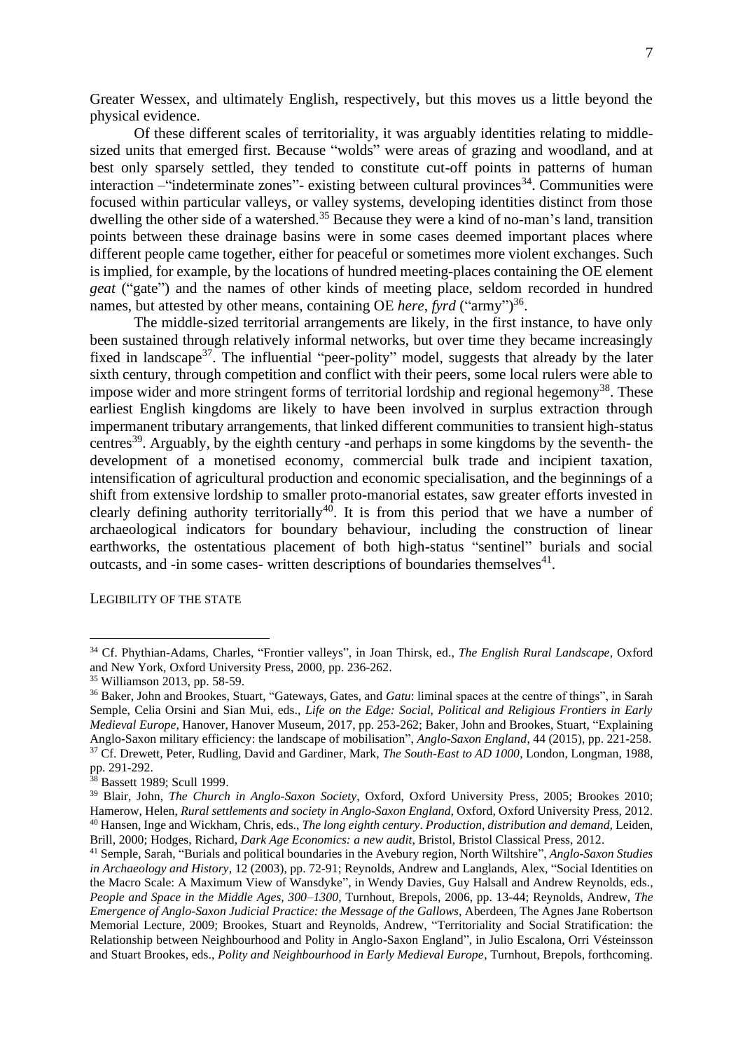Greater Wessex, and ultimately English, respectively, but this moves us a little beyond the physical evidence.

Of these different scales of territoriality, it was arguably identities relating to middle-sized units that emerged first. Because "wolds" were areas of grazing and woodland, and at best only sparsely settled, they tended to constitute cut-off points in patterns of human interaction –"indeterminate zones"- existing between cultural provinces[34]. Communities were focused within particular valleys, or valley systems, developing identities distinct from those dwelling the other side of a watershed.[35] Because they were a kind of no-man's land, transition points between these drainage basins were in some cases deemed important places where different people came together, either for peaceful or sometimes more violent exchanges. Such is implied, for example, by the locations of hundred meeting-places containing the OE element *geat* ("gate") and the names of other kinds of meeting place, seldom recorded in hundred names, but attested by other means, containing OE *here*, *fyrd* ("army")[36].

The middle-sized territorial arrangements are likely, in the first instance, to have only been sustained through relatively informal networks, but over time they became increasingly fixed in landscape[37]. The influential "peer-polity" model, suggests that already by the later sixth century, through competition and conflict with their peers, some local rulers were able to impose wider and more stringent forms of territorial lordship and regional hegemony[38]. These earliest English kingdoms are likely to have been involved in surplus extraction through impermanent tributary arrangements, that linked different communities to transient high-status centres[39]. Arguably, by the eighth century -and perhaps in some kingdoms by the seventh- the development of a monetised economy, commercial bulk trade and incipient taxation, intensification of agricultural production and economic specialisation, and the beginnings of a shift from extensive lordship to smaller proto-manorial estates, saw greater efforts invested in clearly defining authority territorially[40]. It is from this period that we have a number of archaeological indicators for boundary behaviour, including the construction of linear earthworks, the ostentatious placement of both high-status "sentinel" burials and social outcasts, and -in some cases- written descriptions of boundaries themselves[41].

## Legibility of the state

---

[34] Cf. Phythian-Adams, Charles, "Frontier valleys", in Joan Thirsk, ed., *The English Rural Landscape*, Oxford and New York, Oxford University Press, 2000, pp. 236-262.

[35] Williamson 2013, pp. 58-59.

[36] Baker, John and Brookes, Stuart, "Gateways, Gates, and *Gatu*: liminal spaces at the centre of things", in Sarah Semple, Celia Orsini and Sian Mui, eds., *Life on the Edge: Social, Political and Religious Frontiers in Early Medieval Europe*, Hanover, Hanover Museum, 2017, pp. 253-262; Baker, John and Brookes, Stuart, "Explaining Anglo-Saxon military efficiency: the landscape of mobilisation", *Anglo-Saxon England*, 44 (2015), pp. 221-258.

[37] Cf. Drewett, Peter, Rudling, David and Gardiner, Mark, *The South-East to AD 1000*, London, Longman, 1988, pp. 291-292.

[38] Bassett 1989; Scull 1999.

[39] Blair, John, *The Church in Anglo-Saxon Society*, Oxford, Oxford University Press, 2005; Brookes 2010; Hamerow, Helen, *Rural settlements and society in Anglo-Saxon England*, Oxford, Oxford University Press, 2012.

[40] Hansen, Inge and Wickham, Chris, eds., *The long eighth century. Production, distribution and demand*, Leiden, Brill, 2000; Hodges, Richard, *Dark Age Economics: a new audit*, Bristol, Bristol Classical Press, 2012.

[41] Semple, Sarah, "Burials and political boundaries in the Avebury region, North Wiltshire", *Anglo-Saxon Studies in Archaeology and History*, 12 (2003), pp. 72-91; Reynolds, Andrew and Langlands, Alex, "Social Identities on the Macro Scale: A Maximum View of Wansdyke", in Wendy Davies, Guy Halsall and Andrew Reynolds, eds., *People and Space in the Middle Ages, 300–1300*, Turnhout, Brepols, 2006, pp. 13-44; Reynolds, Andrew, *The Emergence of Anglo-Saxon Judicial Practice: the Message of the Gallows*, Aberdeen, The Agnes Jane Robertson Memorial Lecture, 2009; Brookes, Stuart and Reynolds, Andrew, "Territoriality and Social Stratification: the Relationship between Neighbourhood and Polity in Anglo-Saxon England", in Julio Escalona, Orri Vésteinsson and Stuart Brookes, eds., *Polity and Neighbourhood in Early Medieval Europe*, Turnhout, Brepols, forthcoming.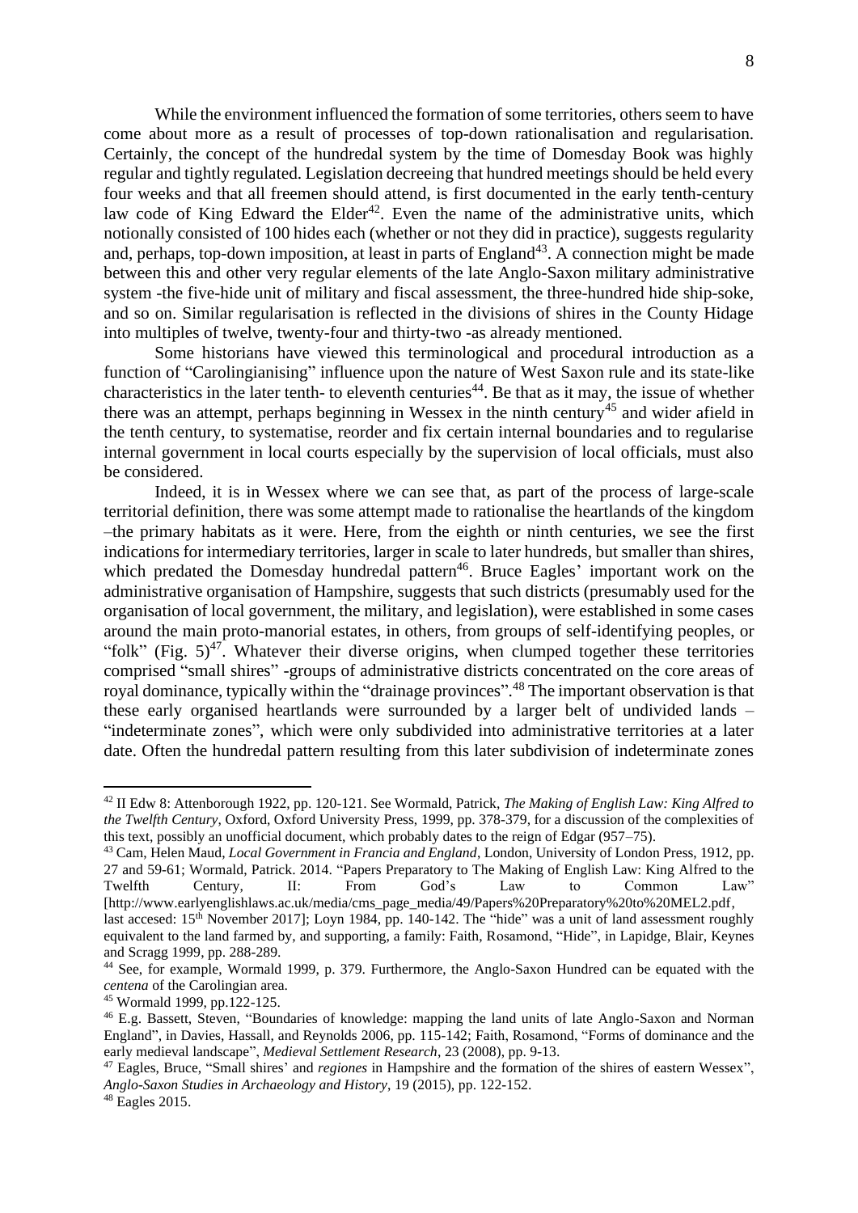While the environment influenced the formation of some territories, others seem to have come about more as a result of processes of top-down rationalisation and regularisation. Certainly, the concept of the hundredal system by the time of Domesday Book was highly regular and tightly regulated. Legislation decreeing that hundred meetings should be held every four weeks and that all freemen should attend, is first documented in the early tenth-century law code of King Edward the Elder[42]. Even the name of the administrative units, which notionally consisted of 100 hides each (whether or not they did in practice), suggests regularity and, perhaps, top-down imposition, at least in parts of England[43]. A connection might be made between this and other very regular elements of the late Anglo-Saxon military administrative system -the five-hide unit of military and fiscal assessment, the three-hundred hide ship-soke, and so on. Similar regularisation is reflected in the divisions of shires in the County Hidage into multiples of twelve, twenty-four and thirty-two -as already mentioned.

Some historians have viewed this terminological and procedural introduction as a function of "Carolingianising" influence upon the nature of West Saxon rule and its state-like characteristics in the later tenth- to eleventh centuries[44]. Be that as it may, the issue of whether there was an attempt, perhaps beginning in Wessex in the ninth century[45] and wider afield in the tenth century, to systematise, reorder and fix certain internal boundaries and to regularise internal government in local courts especially by the supervision of local officials, must also be considered.

Indeed, it is in Wessex where we can see that, as part of the process of large-scale territorial definition, there was some attempt made to rationalise the heartlands of the kingdom –the primary habitats as it were. Here, from the eighth or ninth centuries, we see the first indications for intermediary territories, larger in scale to later hundreds, but smaller than shires, which predated the Domesday hundredal pattern[46]. Bruce Eagles' important work on the administrative organisation of Hampshire, suggests that such districts (presumably used for the organisation of local government, the military, and legislation), were established in some cases around the main proto-manorial estates, in others, from groups of self-identifying peoples, or "folk" (Fig. 5)[47]. Whatever their diverse origins, when clumped together these territories comprised "small shires" -groups of administrative districts concentrated on the core areas of royal dominance, typically within the "drainage provinces".[48] The important observation is that these early organised heartlands were surrounded by a larger belt of undivided lands – "indeterminate zones", which were only subdivided into administrative territories at a later date. Often the hundredal pattern resulting from this later subdivision of indeterminate zones

---

[42] II Edw 8: Attenborough 1922, pp. 120-121. See Wormald, Patrick, *The Making of English Law: King Alfred to the Twelfth Century*, Oxford, Oxford University Press, 1999, pp. 378-379, for a discussion of the complexities of this text, possibly an unofficial document, which probably dates to the reign of Edgar (957–75).

[43] Cam, Helen Maud, *Local Government in Francia and England*, London, University of London Press, 1912, pp. 27 and 59-61; Wormald, Patrick. 2014. "Papers Preparatory to The Making of English Law: King Alfred to the Twelfth Century, II: From God's Law to Common Law" [http://www.earlyenglishlaws.ac.uk/media/cms_page_media/49/Papers%20Preparatory%20to%20MEL2.pdf, last accesed: 15th November 2017]; Loyn 1984, pp. 140-142. The "hide" was a unit of land assessment roughly equivalent to the land farmed by, and supporting, a family: Faith, Rosamond, "Hide", in Lapidge, Blair, Keynes and Scragg 1999, pp. 288-289.

[44] See, for example, Wormald 1999, p. 379. Furthermore, the Anglo-Saxon Hundred can be equated with the *centena* of the Carolingian area.

[45] Wormald 1999, pp.122-125.

[46] E.g. Bassett, Steven, "Boundaries of knowledge: mapping the land units of late Anglo-Saxon and Norman England", in Davies, Hassall, and Reynolds 2006, pp. 115-142; Faith, Rosamond, "Forms of dominance and the early medieval landscape", *Medieval Settlement Research*, 23 (2008), pp. 9-13.

[47] Eagles, Bruce, "Small shires' and *regiones* in Hampshire and the formation of the shires of eastern Wessex", *Anglo-Saxon Studies in Archaeology and History*, 19 (2015), pp. 122-152.

[48] Eagles 2015.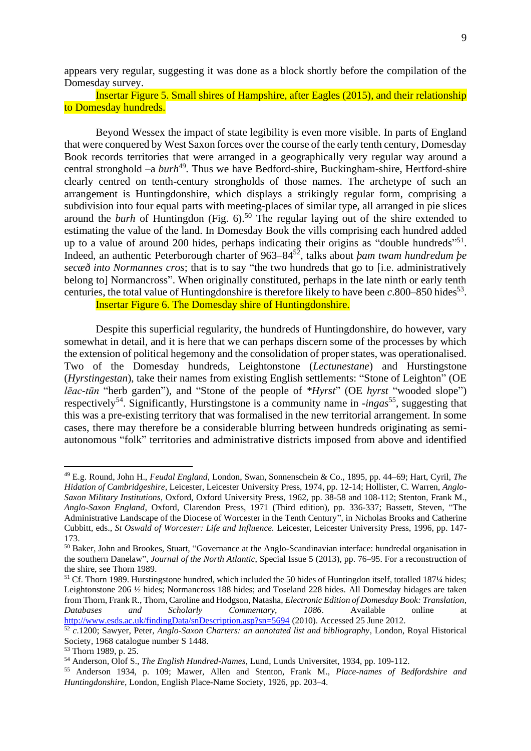appears very regular, suggesting it was done as a block shortly before the compilation of the Domesday survey.

Insertar Figure 5. Small shires of Hampshire, after Eagles (2015), and their relationship to Domesday hundreds.

Beyond Wessex the impact of state legibility is even more visible. In parts of England that were conquered by West Saxon forces over the course of the early tenth century, Domesday Book records territories that were arranged in a geographically very regular way around a central stronghold –a *burh*[49]. Thus we have Bedford-shire, Buckingham-shire, Hertford-shire clearly centred on tenth-century strongholds of those names. The archetype of such an arrangement is Huntingdonshire, which displays a strikingly regular form, comprising a subdivision into four equal parts with meeting-places of similar type, all arranged in pie slices around the *burh* of Huntingdon (Fig. 6).[50] The regular laying out of the shire extended to estimating the value of the land. In Domesday Book the vills comprising each hundred added up to a value of around 200 hides, perhaps indicating their origins as "double hundreds"[51]. Indeed, an authentic Peterborough charter of 963–84[52], talks about *þam twam hundredum þe secæð into Normannes cros*; that is to say "the two hundreds that go to [i.e. administratively belong to] Normancross". When originally constituted, perhaps in the late ninth or early tenth centuries, the total value of Huntingdonshire is therefore likely to have been *c*.800–850 hides[53].

Insertar Figure 6. The Domesday shire of Huntingdonshire.

Despite this superficial regularity, the hundreds of Huntingdonshire, do however, vary somewhat in detail, and it is here that we can perhaps discern some of the processes by which the extension of political hegemony and the consolidation of proper states, was operationalised. Two of the Domesday hundreds, Leightonstone (*Lectunestane*) and Hurstingstone (*Hyrstingestan*), take their names from existing English settlements: "Stone of Leighton" (OE *lēac-tūn* "herb garden"), and "Stone of the people of *\*Hyrst*" (OE *hyrst* "wooded slope") respectively[54]. Significantly, Hurstingstone is a community name in *-ingas*[55], suggesting that this was a pre-existing territory that was formalised in the new territorial arrangement. In some cases, there may therefore be a considerable blurring between hundreds originating as semi-autonomous "folk" territories and administrative districts imposed from above and identified

---

[49] E.g. Round, John H., *Feudal England*, London, Swan, Sonnenschein & Co., 1895, pp. 44–69; Hart, Cyril, *The Hidation of Cambridgeshire*, Leicester, Leicester University Press, 1974, pp. 12-14; Hollister, C. Warren, *Anglo-Saxon Military Institutions*, Oxford, Oxford University Press, 1962, pp. 38-58 and 108-112; Stenton, Frank M., *Anglo-Saxon England*, Oxford, Clarendon Press, 1971 (Third edition), pp. 336-337; Bassett, Steven, "The Administrative Landscape of the Diocese of Worcester in the Tenth Century", in Nicholas Brooks and Catherine Cubbitt, eds., *St Oswald of Worcester: Life and Influence.* Leicester, Leicester University Press, 1996, pp. 147-173.

[50] Baker, John and Brookes, Stuart, "Governance at the Anglo-Scandinavian interface: hundredal organisation in the southern Danelaw", *Journal of the North Atlantic*, Special Issue 5 (2013), pp. 76–95. For a reconstruction of the shire, see Thorn 1989.

[51] Cf. Thorn 1989. Hurstingstone hundred, which included the 50 hides of Huntingdon itself, totalled 187¼ hides; Leightonstone 206 ½ hides; Normancross 188 hides; and Toseland 228 hides. All Domesday hidages are taken from Thorn, Frank R., Thorn, Caroline and Hodgson, Natasha, *Electronic Edition of Domesday Book: Translation, Databases and Scholarly Commentary, 1086*. Available online at http://www.esds.ac.uk/findingData/snDescription.asp?sn=5694 (2010). Accessed 25 June 2012.

[52] *c*.1200; Sawyer, Peter, *Anglo-Saxon Charters: an annotated list and bibliography*, London, Royal Historical Society, 1968 catalogue number S 1448.

[53] Thorn 1989, p. 25.

[54] Anderson, Olof S., *The English Hundred-Names*, Lund, Lunds Universitet, 1934, pp. 109-112.

[55] Anderson 1934, p. 109; Mawer, Allen and Stenton, Frank M., *Place-names of Bedfordshire and Huntingdonshire*, London, English Place-Name Society, 1926, pp. 203–4.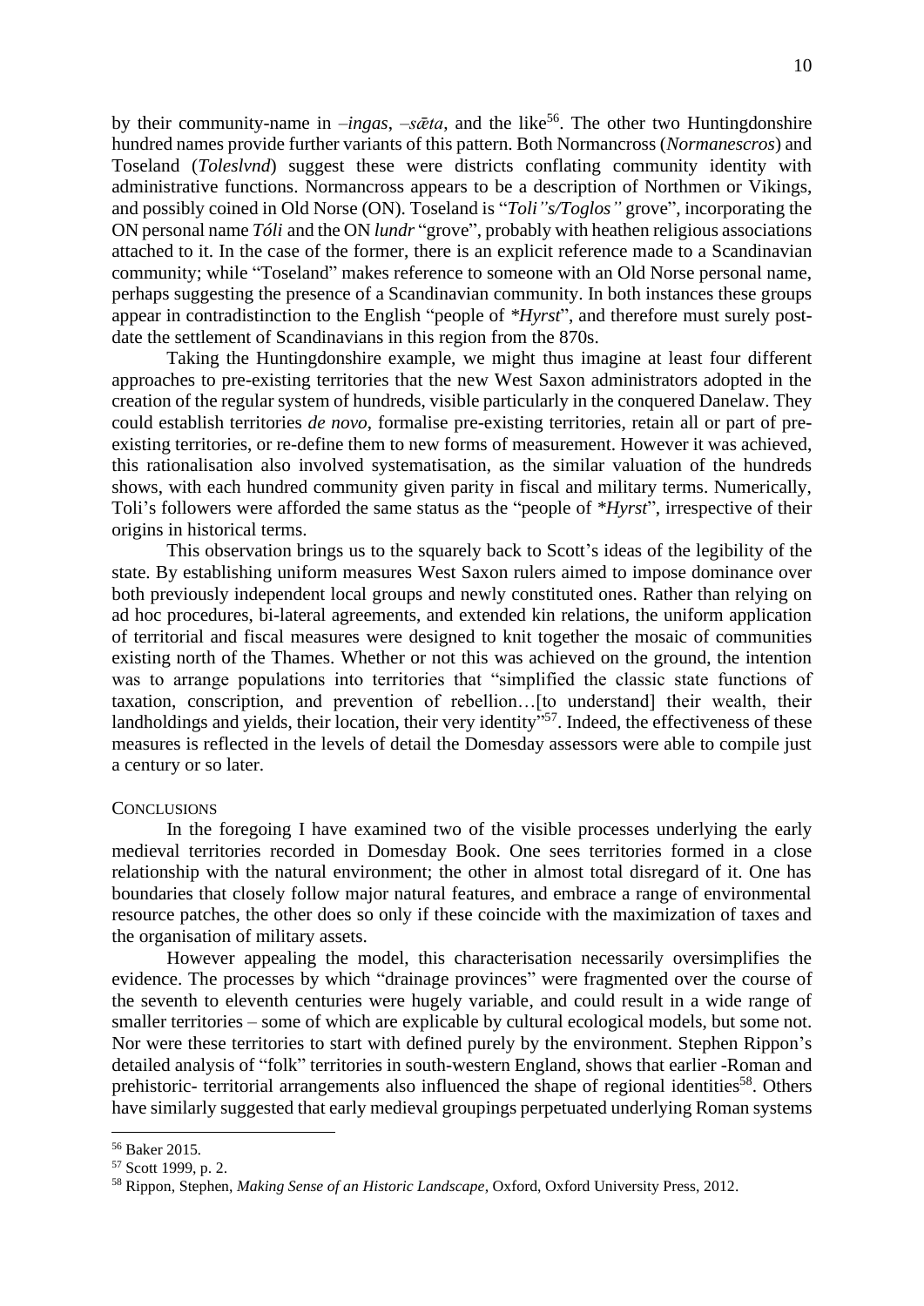by their community-name in *–ingas*, *–sǣta*, and the like[56]. The other two Huntingdonshire hundred names provide further variants of this pattern. Both Normancross (*Normanescros*) and Toseland (*Toleslvnd*) suggest these were districts conflating community identity with administrative functions. Normancross appears to be a description of Northmen or Vikings, and possibly coined in Old Norse (ON). Toseland is "*Toli"s/Toglos"* grove", incorporating the ON personal name ***Tóli*** and the ON *lundr* "grove", probably with heathen religious associations attached to it. In the case of the former, there is an explicit reference made to a Scandinavian community; while "Toseland" makes reference to someone with an Old Norse personal name, perhaps suggesting the presence of a Scandinavian community. In both instances these groups appear in contradistinction to the English "people of *\*Hyrst*", and therefore must surely post-date the settlement of Scandinavians in this region from the 870s.

Taking the Huntingdonshire example, we might thus imagine at least four different approaches to pre-existing territories that the new West Saxon administrators adopted in the creation of the regular system of hundreds, visible particularly in the conquered Danelaw. They could establish territories *de novo*, formalise pre-existing territories, retain all or part of pre-existing territories, or re-define them to new forms of measurement. However it was achieved, this rationalisation also involved systematisation, as the similar valuation of the hundreds shows, with each hundred community given parity in fiscal and military terms. Numerically, Toli's followers were afforded the same status as the "people of *\*Hyrst*", irrespective of their origins in historical terms.

This observation brings us to the squarely back to Scott's ideas of the legibility of the state. By establishing uniform measures West Saxon rulers aimed to impose dominance over both previously independent local groups and newly constituted ones. Rather than relying on ad hoc procedures, bi-lateral agreements, and extended kin relations, the uniform application of territorial and fiscal measures were designed to knit together the mosaic of communities existing north of the Thames. Whether or not this was achieved on the ground, the intention was to arrange populations into territories that "simplified the classic state functions of taxation, conscription, and prevention of rebellion…[to understand] their wealth, their landholdings and yields, their location, their very identity"[57]. Indeed, the effectiveness of these measures is reflected in the levels of detail the Domesday assessors were able to compile just a century or so later.

## Conclusions

In the foregoing I have examined two of the visible processes underlying the early medieval territories recorded in Domesday Book. One sees territories formed in a close relationship with the natural environment; the other in almost total disregard of it. One has boundaries that closely follow major natural features, and embrace a range of environmental resource patches, the other does so only if these coincide with the maximization of taxes and the organisation of military assets.

However appealing the model, this characterisation necessarily oversimplifies the evidence. The processes by which "drainage provinces" were fragmented over the course of the seventh to eleventh centuries were hugely variable, and could result in a wide range of smaller territories – some of which are explicable by cultural ecological models, but some not. Nor were these territories to start with defined purely by the environment. Stephen Rippon's detailed analysis of "folk" territories in south-western England, shows that earlier -Roman and prehistoric- territorial arrangements also influenced the shape of regional identities[58]. Others have similarly suggested that early medieval groupings perpetuated underlying Roman systems

---

[56] Baker 2015.

[57] Scott 1999, p. 2.

[58] Rippon, Stephen, *Making Sense of an Historic Landscape*, Oxford, Oxford University Press, 2012.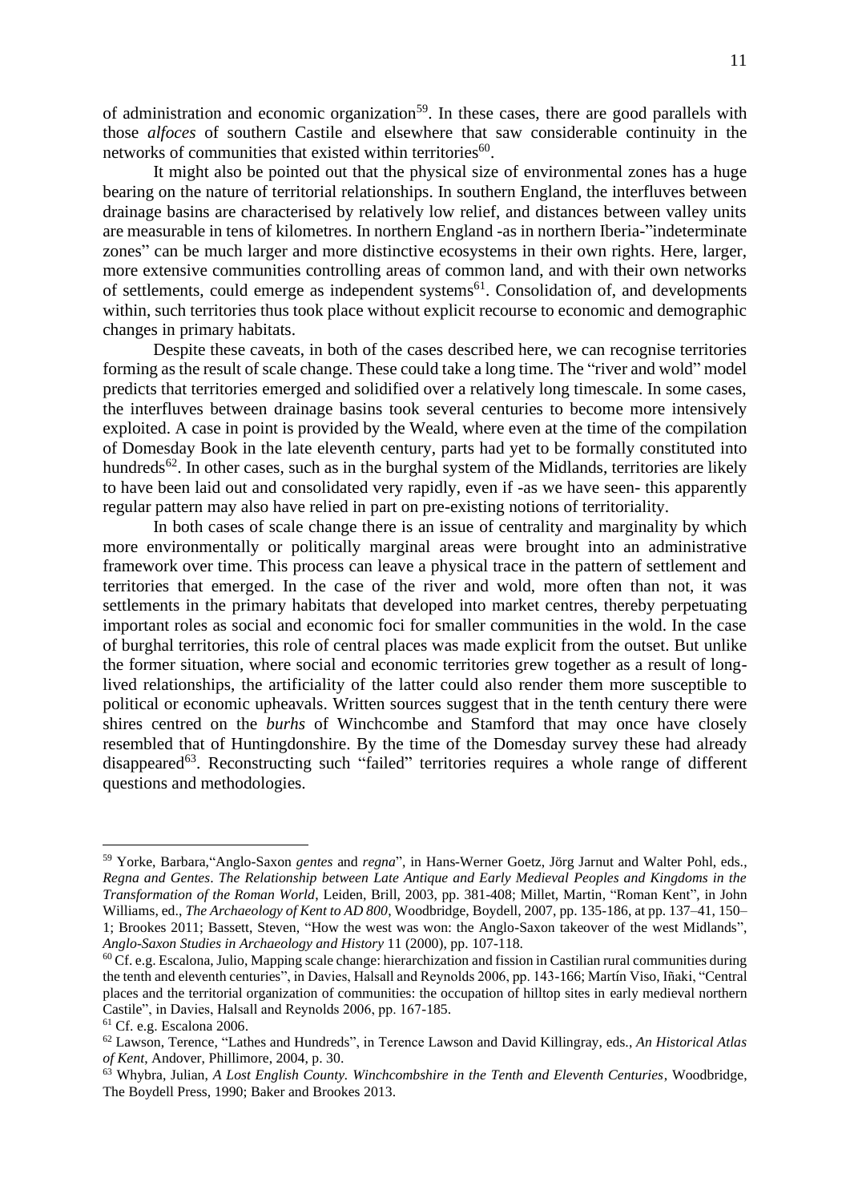of administration and economic organization[59]. In these cases, there are good parallels with those *alfoces* of southern Castile and elsewhere that saw considerable continuity in the networks of communities that existed within territories[60].

It might also be pointed out that the physical size of environmental zones has a huge bearing on the nature of territorial relationships. In southern England, the interfluves between drainage basins are characterised by relatively low relief, and distances between valley units are measurable in tens of kilometres. In northern England -as in northern Iberia-"indeterminate zones" can be much larger and more distinctive ecosystems in their own rights. Here, larger, more extensive communities controlling areas of common land, and with their own networks of settlements, could emerge as independent systems[61]. Consolidation of, and developments within, such territories thus took place without explicit recourse to economic and demographic changes in primary habitats.

Despite these caveats, in both of the cases described here, we can recognise territories forming as the result of scale change. These could take a long time. The "river and wold" model predicts that territories emerged and solidified over a relatively long timescale. In some cases, the interfluves between drainage basins took several centuries to become more intensively exploited. A case in point is provided by the Weald, where even at the time of the compilation of Domesday Book in the late eleventh century, parts had yet to be formally constituted into hundreds[62]. In other cases, such as in the burghal system of the Midlands, territories are likely to have been laid out and consolidated very rapidly, even if -as we have seen- this apparently regular pattern may also have relied in part on pre-existing notions of territoriality.

In both cases of scale change there is an issue of centrality and marginality by which more environmentally or politically marginal areas were brought into an administrative framework over time. This process can leave a physical trace in the pattern of settlement and territories that emerged. In the case of the river and wold, more often than not, it was settlements in the primary habitats that developed into market centres, thereby perpetuating important roles as social and economic foci for smaller communities in the wold. In the case of burghal territories, this role of central places was made explicit from the outset. But unlike the former situation, where social and economic territories grew together as a result of long-lived relationships, the artificiality of the latter could also render them more susceptible to political or economic upheavals. Written sources suggest that in the tenth century there were shires centred on the *burhs* of Winchcombe and Stamford that may once have closely resembled that of Huntingdonshire. By the time of the Domesday survey these had already disappeared[63]. Reconstructing such "failed" territories requires a whole range of different questions and methodologies.

---

[59] Yorke, Barbara,"Anglo-Saxon *gentes* and *regna*", in Hans-Werner Goetz, Jörg Jarnut and Walter Pohl, eds., *Regna and Gentes. The Relationship between Late Antique and Early Medieval Peoples and Kingdoms in the Transformation of the Roman World*, Leiden, Brill, 2003, pp. 381-408; Millet, Martin, "Roman Kent", in John Williams, ed., *The Archaeology of Kent to AD 800*, Woodbridge, Boydell, 2007, pp. 135-186, at pp. 137–41, 150–1; Brookes 2011; Bassett, Steven, "How the west was won: the Anglo-Saxon takeover of the west Midlands", *Anglo-Saxon Studies in Archaeology and History* 11 (2000), pp. 107-118.

[60] Cf. e.g. Escalona, Julio, Mapping scale change: hierarchization and fission in Castilian rural communities during the tenth and eleventh centuries", in Davies, Halsall and Reynolds 2006, pp. 143-166; Martín Viso, Iñaki, "Central places and the territorial organization of communities: the occupation of hilltop sites in early medieval northern Castile", in Davies, Halsall and Reynolds 2006, pp. 167-185.

[61] Cf. e.g. Escalona 2006.

[62] Lawson, Terence, "Lathes and Hundreds", in Terence Lawson and David Killingray, eds., *An Historical Atlas of Kent*, Andover, Phillimore, 2004, p. 30.

[63] Whybra, Julian, *A Lost English County. Winchcombshire in the Tenth and Eleventh Centuries*, Woodbridge, The Boydell Press, 1990; Baker and Brookes 2013.